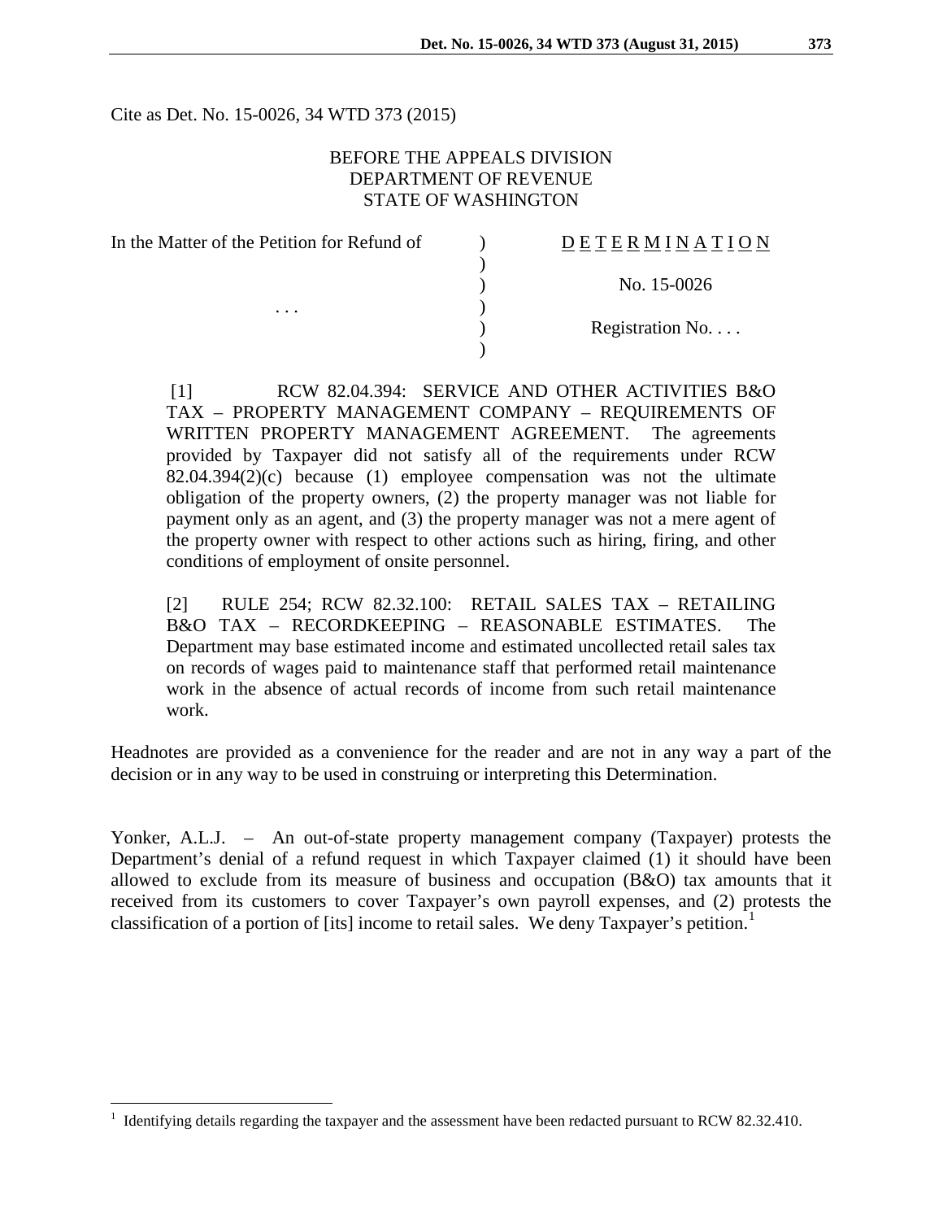Cite as Det. No. 15-0026, 34 WTD 373 (2015)

BEFORE THE APPEALS DIVISION
DEPARTMENT OF REVENUE
STATE OF WASHINGTON

| In the Matter of the Petition for Refund of | ) | D E T E R M I N A T I O N |
|---|---|---|
| | ) | |
| | ) | No. 15-0026 |
| . . . | ) | |
| | ) | Registration No. . . . |
| | ) | |

[1] RCW 82.04.394: SERVICE AND OTHER ACTIVITIES B&O TAX – PROPERTY MANAGEMENT COMPANY – REQUIREMENTS OF WRITTEN PROPERTY MANAGEMENT AGREEMENT. The agreements provided by Taxpayer did not satisfy all of the requirements under RCW 82.04.394(2)(c) because (1) employee compensation was not the ultimate obligation of the property owners, (2) the property manager was not liable for payment only as an agent, and (3) the property manager was not a mere agent of the property owner with respect to other actions such as hiring, firing, and other conditions of employment of onsite personnel.

[2] RULE 254; RCW 82.32.100: RETAIL SALES TAX – RETAILING B&O TAX – RECORDKEEPING – REASONABLE ESTIMATES. The Department may base estimated income and estimated uncollected retail sales tax on records of wages paid to maintenance staff that performed retail maintenance work in the absence of actual records of income from such retail maintenance work.

Headnotes are provided as a convenience for the reader and are not in any way a part of the decision or in any way to be used in construing or interpreting this Determination.

Yonker, A.L.J. – An out-of-state property management company (Taxpayer) protests the Department's denial of a refund request in which Taxpayer claimed (1) it should have been allowed to exclude from its measure of business and occupation (B&O) tax amounts that it received from its customers to cover Taxpayer's own payroll expenses, and (2) protests the classification of a portion of [its] income to retail sales. We deny Taxpayer's petition.[1]

[1] Identifying details regarding the taxpayer and the assessment have been redacted pursuant to RCW 82.32.410.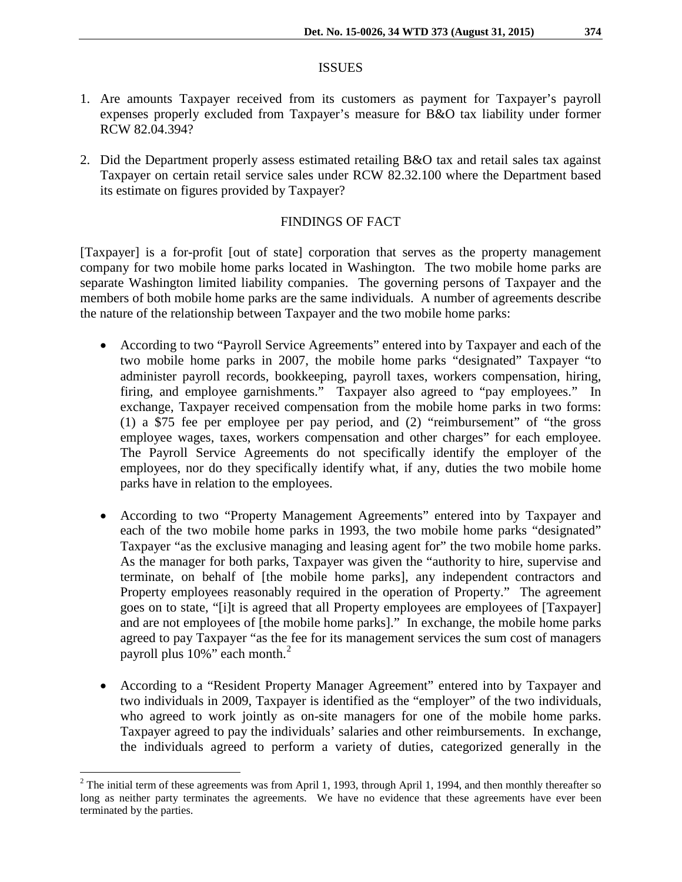## ISSUES

1. Are amounts Taxpayer received from its customers as payment for Taxpayer's payroll expenses properly excluded from Taxpayer's measure for B&O tax liability under former RCW 82.04.394?

2. Did the Department properly assess estimated retailing B&O tax and retail sales tax against Taxpayer on certain retail service sales under RCW 82.32.100 where the Department based its estimate on figures provided by Taxpayer?

## FINDINGS OF FACT

[Taxpayer] is a for-profit [out of state] corporation that serves as the property management company for two mobile home parks located in Washington. The two mobile home parks are separate Washington limited liability companies. The governing persons of Taxpayer and the members of both mobile home parks are the same individuals. A number of agreements describe the nature of the relationship between Taxpayer and the two mobile home parks:

- According to two "Payroll Service Agreements" entered into by Taxpayer and each of the two mobile home parks in 2007, the mobile home parks "designated" Taxpayer "to administer payroll records, bookkeeping, payroll taxes, workers compensation, hiring, firing, and employee garnishments." Taxpayer also agreed to "pay employees." In exchange, Taxpayer received compensation from the mobile home parks in two forms: (1) a $75 fee per employee per pay period, and (2) "reimbursement" of "the gross employee wages, taxes, workers compensation and other charges" for each employee. The Payroll Service Agreements do not specifically identify the employer of the employees, nor do they specifically identify what, if any, duties the two mobile home parks have in relation to the employees.

- According to two "Property Management Agreements" entered into by Taxpayer and each of the two mobile home parks in 1993, the two mobile home parks "designated" Taxpayer "as the exclusive managing and leasing agent for" the two mobile home parks. As the manager for both parks, Taxpayer was given the "authority to hire, supervise and terminate, on behalf of [the mobile home parks], any independent contractors and Property employees reasonably required in the operation of Property." The agreement goes on to state, "[i]t is agreed that all Property employees are employees of [Taxpayer] and are not employees of [the mobile home parks]." In exchange, the mobile home parks agreed to pay Taxpayer "as the fee for its management services the sum cost of managers payroll plus 10%" each month.[2]

- According to a "Resident Property Manager Agreement" entered into by Taxpayer and two individuals in 2009, Taxpayer is identified as the "employer" of the two individuals, who agreed to work jointly as on-site managers for one of the mobile home parks. Taxpayer agreed to pay the individuals' salaries and other reimbursements. In exchange, the individuals agreed to perform a variety of duties, categorized generally in the

[2] The initial term of these agreements was from April 1, 1993, through April 1, 1994, and then monthly thereafter so long as neither party terminates the agreements. We have no evidence that these agreements have ever been terminated by the parties.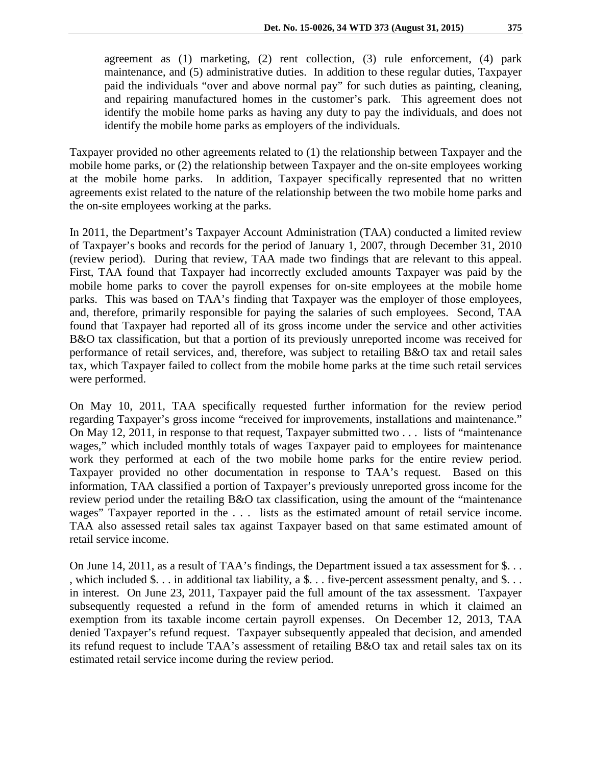> agreement as (1) marketing, (2) rent collection, (3) rule enforcement, (4) park maintenance, and (5) administrative duties. In addition to these regular duties, Taxpayer paid the individuals "over and above normal pay" for such duties as painting, cleaning, and repairing manufactured homes in the customer's park. This agreement does not identify the mobile home parks as having any duty to pay the individuals, and does not identify the mobile home parks as employers of the individuals.

Taxpayer provided no other agreements related to (1) the relationship between Taxpayer and the mobile home parks, or (2) the relationship between Taxpayer and the on-site employees working at the mobile home parks. In addition, Taxpayer specifically represented that no written agreements exist related to the nature of the relationship between the two mobile home parks and the on-site employees working at the parks.

In 2011, the Department's Taxpayer Account Administration (TAA) conducted a limited review of Taxpayer's books and records for the period of January 1, 2007, through December 31, 2010 (review period). During that review, TAA made two findings that are relevant to this appeal. First, TAA found that Taxpayer had incorrectly excluded amounts Taxpayer was paid by the mobile home parks to cover the payroll expenses for on-site employees at the mobile home parks. This was based on TAA's finding that Taxpayer was the employer of those employees, and, therefore, primarily responsible for paying the salaries of such employees. Second, TAA found that Taxpayer had reported all of its gross income under the service and other activities B&O tax classification, but that a portion of its previously unreported income was received for performance of retail services, and, therefore, was subject to retailing B&O tax and retail sales tax, which Taxpayer failed to collect from the mobile home parks at the time such retail services were performed.

On May 10, 2011, TAA specifically requested further information for the review period regarding Taxpayer's gross income "received for improvements, installations and maintenance." On May 12, 2011, in response to that request, Taxpayer submitted two . . . lists of "maintenance wages," which included monthly totals of wages Taxpayer paid to employees for maintenance work they performed at each of the two mobile home parks for the entire review period. Taxpayer provided no other documentation in response to TAA's request. Based on this information, TAA classified a portion of Taxpayer's previously unreported gross income for the review period under the retailing B&O tax classification, using the amount of the "maintenance wages" Taxpayer reported in the . . . lists as the estimated amount of retail service income. TAA also assessed retail sales tax against Taxpayer based on that same estimated amount of retail service income.

On June 14, 2011, as a result of TAA's findings, the Department issued a tax assessment for $. . . , which included $. . . in additional tax liability, a $. . . five-percent assessment penalty, and $. . . in interest. On June 23, 2011, Taxpayer paid the full amount of the tax assessment. Taxpayer subsequently requested a refund in the form of amended returns in which it claimed an exemption from its taxable income certain payroll expenses. On December 12, 2013, TAA denied Taxpayer's refund request. Taxpayer subsequently appealed that decision, and amended its refund request to include TAA's assessment of retailing B&O tax and retail sales tax on its estimated retail service income during the review period.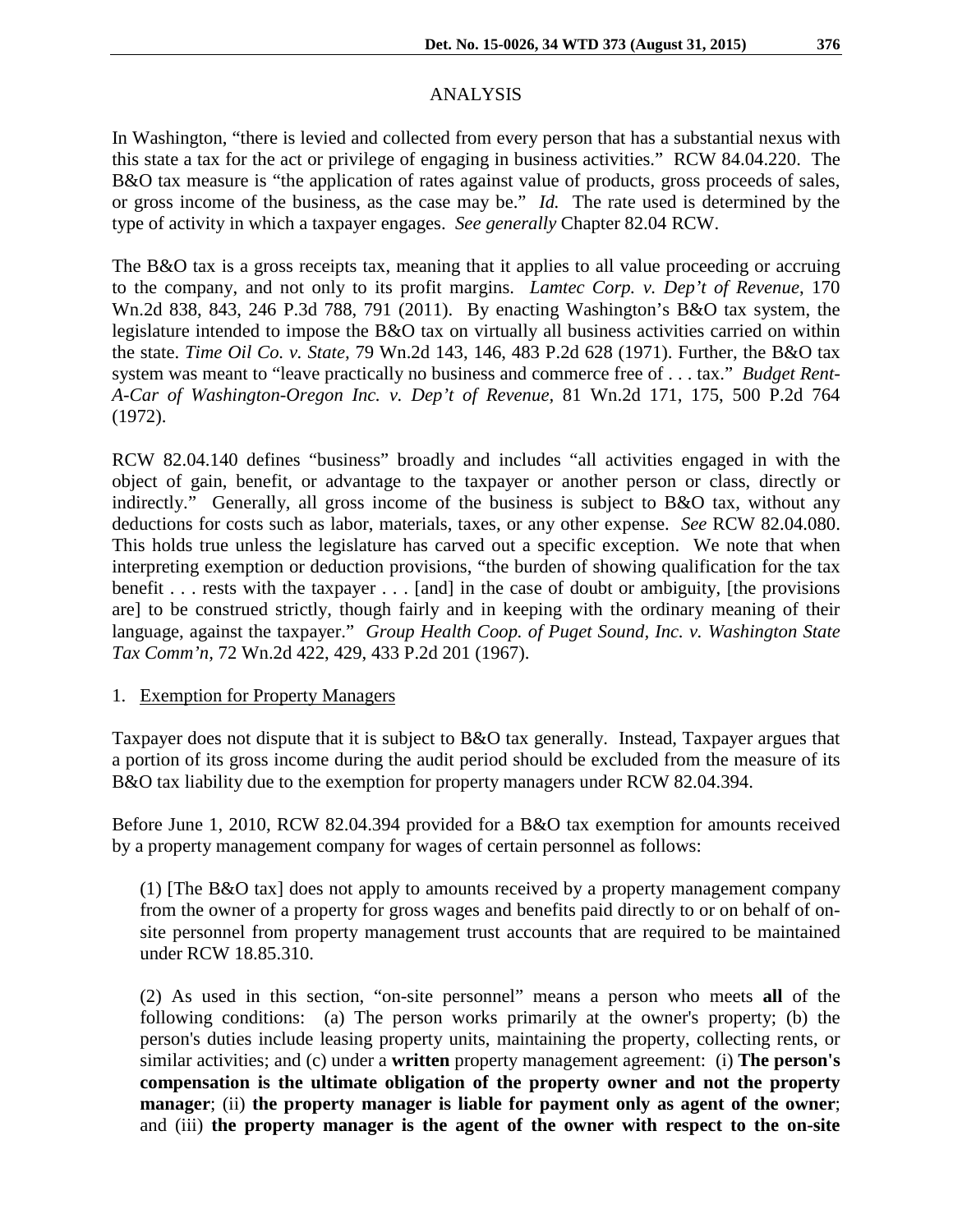## ANALYSIS

In Washington, "there is levied and collected from every person that has a substantial nexus with this state a tax for the act or privilege of engaging in business activities." RCW 84.04.220. The B&O tax measure is "the application of rates against value of products, gross proceeds of sales, or gross income of the business, as the case may be." *Id.* The rate used is determined by the type of activity in which a taxpayer engages. *See generally* Chapter 82.04 RCW.

The B&O tax is a gross receipts tax, meaning that it applies to all value proceeding or accruing to the company, and not only to its profit margins. *Lamtec Corp. v. Dep't of Revenue*, 170 Wn.2d 838, 843, 246 P.3d 788, 791 (2011). By enacting Washington's B&O tax system, the legislature intended to impose the B&O tax on virtually all business activities carried on within the state. *Time Oil Co. v. State*, 79 Wn.2d 143, 146, 483 P.2d 628 (1971). Further, the B&O tax system was meant to "leave practically no business and commerce free of . . . tax." *Budget Rent-A-Car of Washington-Oregon Inc. v. Dep't of Revenue,* 81 Wn.2d 171, 175, 500 P.2d 764 (1972).

RCW 82.04.140 defines "business" broadly and includes "all activities engaged in with the object of gain, benefit, or advantage to the taxpayer or another person or class, directly or indirectly." Generally, all gross income of the business is subject to B&O tax, without any deductions for costs such as labor, materials, taxes, or any other expense. *See* RCW 82.04.080. This holds true unless the legislature has carved out a specific exception. We note that when interpreting exemption or deduction provisions, "the burden of showing qualification for the tax benefit . . . rests with the taxpayer . . . [and] in the case of doubt or ambiguity, [the provisions are] to be construed strictly, though fairly and in keeping with the ordinary meaning of their language, against the taxpayer." *Group Health Coop. of Puget Sound, Inc. v. Washington State Tax Comm'n,* 72 Wn.2d 422, 429, 433 P.2d 201 (1967).

1. <u>Exemption for Property Managers</u>

Taxpayer does not dispute that it is subject to B&O tax generally. Instead, Taxpayer argues that a portion of its gross income during the audit period should be excluded from the measure of its B&O tax liability due to the exemption for property managers under RCW 82.04.394.

Before June 1, 2010, RCW 82.04.394 provided for a B&O tax exemption for amounts received by a property management company for wages of certain personnel as follows:

> (1) [The B&O tax] does not apply to amounts received by a property management company from the owner of a property for gross wages and benefits paid directly to or on behalf of on-site personnel from property management trust accounts that are required to be maintained under RCW 18.85.310.
>
> (2) As used in this section, "on-site personnel" means a person who meets **all** of the following conditions: (a) The person works primarily at the owner's property; (b) the person's duties include leasing property units, maintaining the property, collecting rents, or similar activities; and (c) under a **written** property management agreement: (i) **The person's compensation is the ultimate obligation of the property owner and not the property manager**; (ii) **the property manager is liable for payment only as agent of the owner**; and (iii) **the property manager is the agent of the owner with respect to the on-site**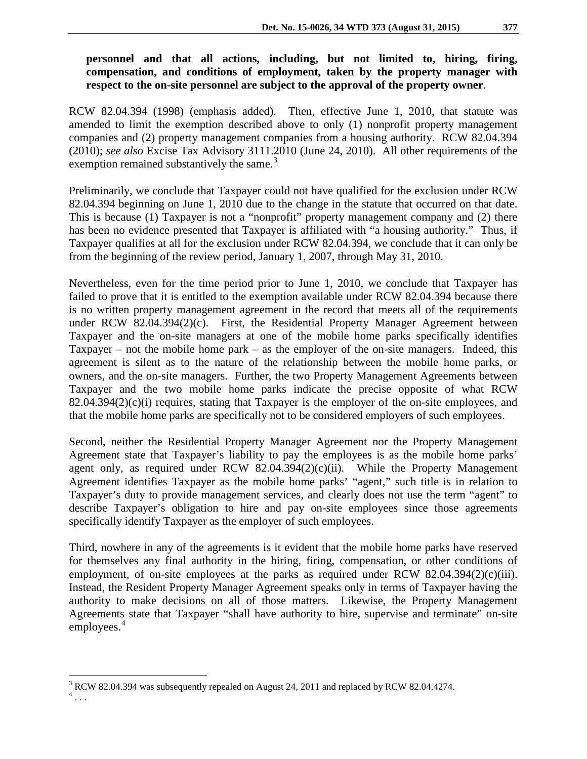**personnel and that all actions, including, but not limited to, hiring, firing, compensation, and conditions of employment, taken by the property manager with respect to the on-site personnel are subject to the approval of the property owner**.

RCW 82.04.394 (1998) (emphasis added). Then, effective June 1, 2010, that statute was amended to limit the exemption described above to only (1) nonprofit property management companies and (2) property management companies from a housing authority. RCW 82.04.394 (2010); *see also* Excise Tax Advisory 3111.2010 (June 24, 2010). All other requirements of the exemption remained substantively the same.[3]

Preliminarily, we conclude that Taxpayer could not have qualified for the exclusion under RCW 82.04.394 beginning on June 1, 2010 due to the change in the statute that occurred on that date. This is because (1) Taxpayer is not a "nonprofit" property management company and (2) there has been no evidence presented that Taxpayer is affiliated with "a housing authority." Thus, if Taxpayer qualifies at all for the exclusion under RCW 82.04.394, we conclude that it can only be from the beginning of the review period, January 1, 2007, through May 31, 2010.

Nevertheless, even for the time period prior to June 1, 2010, we conclude that Taxpayer has failed to prove that it is entitled to the exemption available under RCW 82.04.394 because there is no written property management agreement in the record that meets all of the requirements under RCW 82.04.394(2)(c). First, the Residential Property Manager Agreement between Taxpayer and the on-site managers at one of the mobile home parks specifically identifies Taxpayer – not the mobile home park – as the employer of the on-site managers. Indeed, this agreement is silent as to the nature of the relationship between the mobile home parks, or owners, and the on-site managers. Further, the two Property Management Agreements between Taxpayer and the two mobile home parks indicate the precise opposite of what RCW 82.04.394(2)(c)(i) requires, stating that Taxpayer is the employer of the on-site employees, and that the mobile home parks are specifically not to be considered employers of such employees.

Second, neither the Residential Property Manager Agreement nor the Property Management Agreement state that Taxpayer's liability to pay the employees is as the mobile home parks' agent only, as required under RCW 82.04.394(2)(c)(ii). While the Property Management Agreement identifies Taxpayer as the mobile home parks' "agent," such title is in relation to Taxpayer's duty to provide management services, and clearly does not use the term "agent" to describe Taxpayer's obligation to hire and pay on-site employees since those agreements specifically identify Taxpayer as the employer of such employees.

Third, nowhere in any of the agreements is it evident that the mobile home parks have reserved for themselves any final authority in the hiring, firing, compensation, or other conditions of employment, of on-site employees at the parks as required under RCW 82.04.394(2)(c)(iii). Instead, the Resident Property Manager Agreement speaks only in terms of Taxpayer having the authority to make decisions on all of those matters. Likewise, the Property Management Agreements state that Taxpayer "shall have authority to hire, supervise and terminate" on-site employees.[4]

---

[3] RCW 82.04.394 was subsequently repealed on August 24, 2011 and replaced by RCW 82.04.4274.

[4] . . .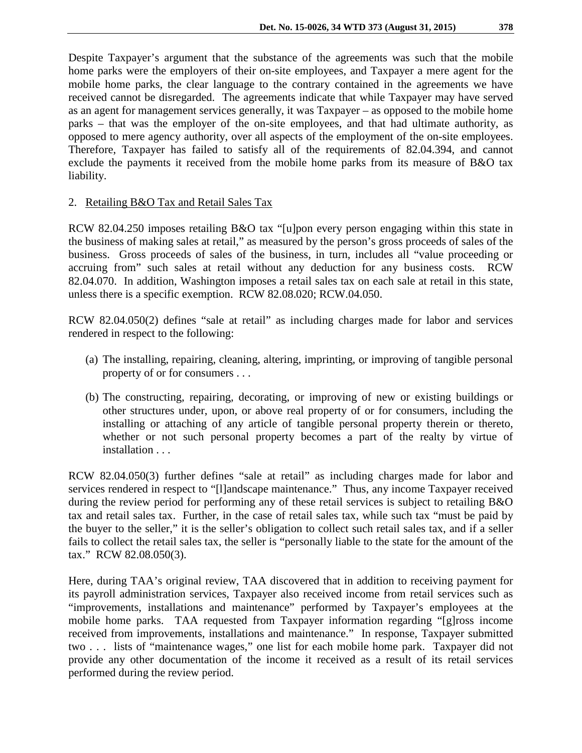Despite Taxpayer's argument that the substance of the agreements was such that the mobile home parks were the employers of their on-site employees, and Taxpayer a mere agent for the mobile home parks, the clear language to the contrary contained in the agreements we have received cannot be disregarded. The agreements indicate that while Taxpayer may have served as an agent for management services generally, it was Taxpayer – as opposed to the mobile home parks – that was the employer of the on-site employees, and that had ultimate authority, as opposed to mere agency authority, over all aspects of the employment of the on-site employees. Therefore, Taxpayer has failed to satisfy all of the requirements of 82.04.394, and cannot exclude the payments it received from the mobile home parks from its measure of B&O tax liability.

2. Retailing B&O Tax and Retail Sales Tax

RCW 82.04.250 imposes retailing B&O tax "[u]pon every person engaging within this state in the business of making sales at retail," as measured by the person's gross proceeds of sales of the business. Gross proceeds of sales of the business, in turn, includes all "value proceeding or accruing from" such sales at retail without any deduction for any business costs. RCW 82.04.070. In addition, Washington imposes a retail sales tax on each sale at retail in this state, unless there is a specific exemption. RCW 82.08.020; RCW.04.050.

RCW 82.04.050(2) defines "sale at retail" as including charges made for labor and services rendered in respect to the following:

(a) The installing, repairing, cleaning, altering, imprinting, or improving of tangible personal property of or for consumers . . .

(b) The constructing, repairing, decorating, or improving of new or existing buildings or other structures under, upon, or above real property of or for consumers, including the installing or attaching of any article of tangible personal property therein or thereto, whether or not such personal property becomes a part of the realty by virtue of installation . . .

RCW 82.04.050(3) further defines "sale at retail" as including charges made for labor and services rendered in respect to "[l]andscape maintenance." Thus, any income Taxpayer received during the review period for performing any of these retail services is subject to retailing B&O tax and retail sales tax. Further, in the case of retail sales tax, while such tax "must be paid by the buyer to the seller," it is the seller's obligation to collect such retail sales tax, and if a seller fails to collect the retail sales tax, the seller is "personally liable to the state for the amount of the tax." RCW 82.08.050(3).

Here, during TAA's original review, TAA discovered that in addition to receiving payment for its payroll administration services, Taxpayer also received income from retail services such as "improvements, installations and maintenance" performed by Taxpayer's employees at the mobile home parks. TAA requested from Taxpayer information regarding "[g]ross income received from improvements, installations and maintenance." In response, Taxpayer submitted two . . . lists of "maintenance wages," one list for each mobile home park. Taxpayer did not provide any other documentation of the income it received as a result of its retail services performed during the review period.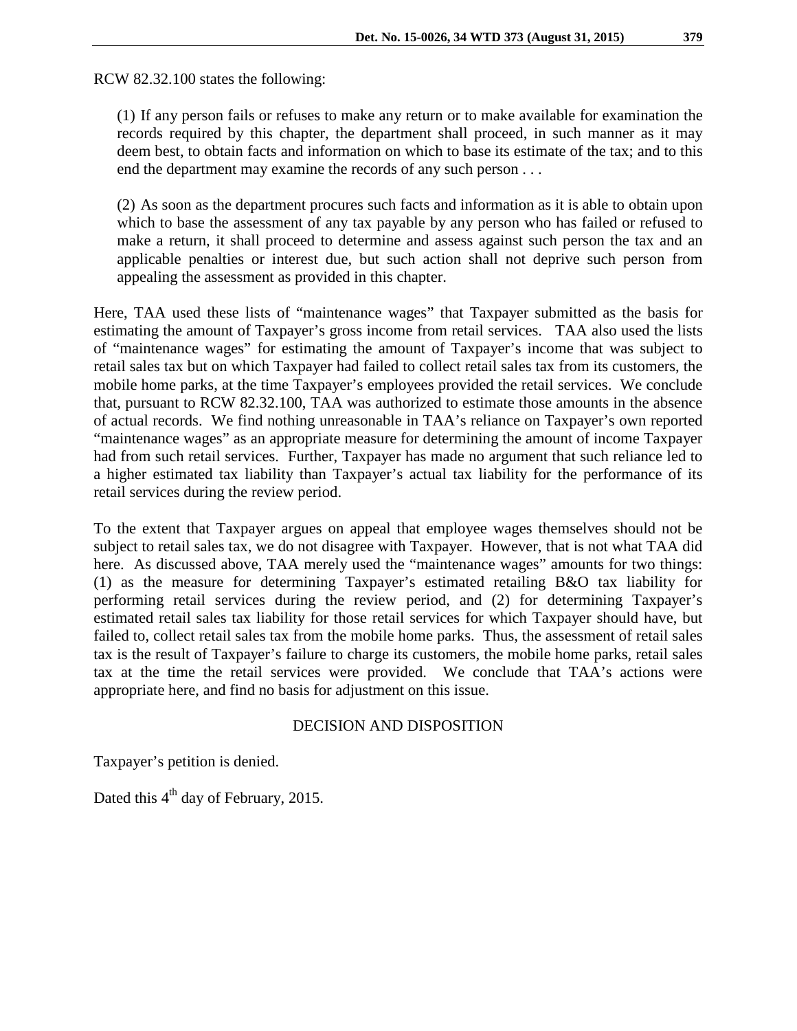RCW 82.32.100 states the following:

> (1) If any person fails or refuses to make any return or to make available for examination the records required by this chapter, the department shall proceed, in such manner as it may deem best, to obtain facts and information on which to base its estimate of the tax; and to this end the department may examine the records of any such person . . .
>
> (2) As soon as the department procures such facts and information as it is able to obtain upon which to base the assessment of any tax payable by any person who has failed or refused to make a return, it shall proceed to determine and assess against such person the tax and an applicable penalties or interest due, but such action shall not deprive such person from appealing the assessment as provided in this chapter.

Here, TAA used these lists of "maintenance wages" that Taxpayer submitted as the basis for estimating the amount of Taxpayer's gross income from retail services. TAA also used the lists of "maintenance wages" for estimating the amount of Taxpayer's income that was subject to retail sales tax but on which Taxpayer had failed to collect retail sales tax from its customers, the mobile home parks, at the time Taxpayer's employees provided the retail services. We conclude that, pursuant to RCW 82.32.100, TAA was authorized to estimate those amounts in the absence of actual records. We find nothing unreasonable in TAA's reliance on Taxpayer's own reported "maintenance wages" as an appropriate measure for determining the amount of income Taxpayer had from such retail services. Further, Taxpayer has made no argument that such reliance led to a higher estimated tax liability than Taxpayer's actual tax liability for the performance of its retail services during the review period.

To the extent that Taxpayer argues on appeal that employee wages themselves should not be subject to retail sales tax, we do not disagree with Taxpayer. However, that is not what TAA did here. As discussed above, TAA merely used the "maintenance wages" amounts for two things: (1) as the measure for determining Taxpayer's estimated retailing B&O tax liability for performing retail services during the review period, and (2) for determining Taxpayer's estimated retail sales tax liability for those retail services for which Taxpayer should have, but failed to, collect retail sales tax from the mobile home parks. Thus, the assessment of retail sales tax is the result of Taxpayer's failure to charge its customers, the mobile home parks, retail sales tax at the time the retail services were provided. We conclude that TAA's actions were appropriate here, and find no basis for adjustment on this issue.

## DECISION AND DISPOSITION

Taxpayer's petition is denied.

Dated this 4th day of February, 2015.